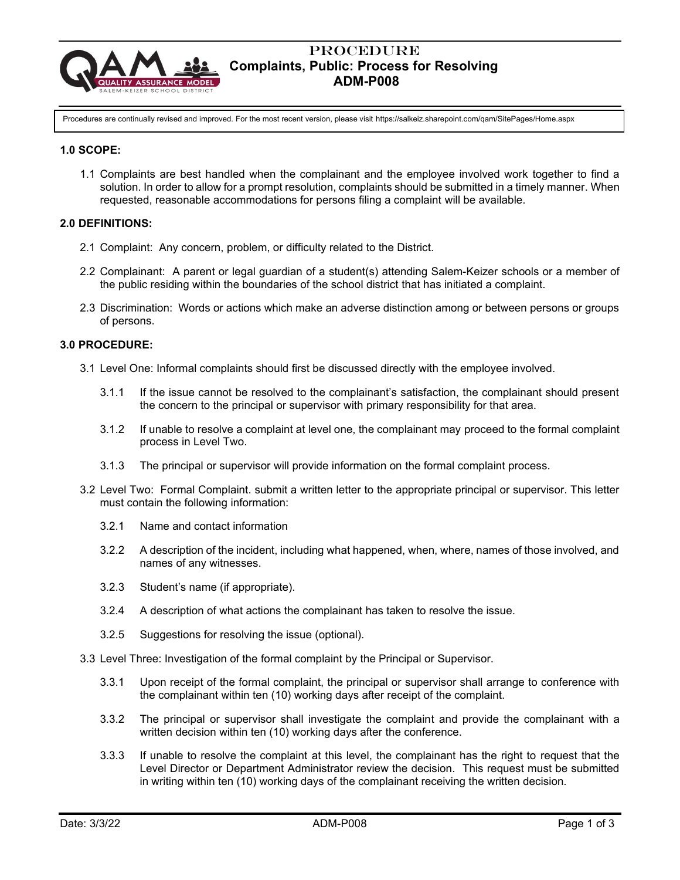# PROCEDURE
## Complaints, Public: Process for Resolving
## ADM-P008

Procedures are continually revised and improved. For the most recent version, please visit https://salkeiz.sharepoint.com/qam/SitePages/Home.aspx

**1.0 SCOPE:**

1.1 Complaints are best handled when the complainant and the employee involved work together to find a solution. In order to allow for a prompt resolution, complaints should be submitted in a timely manner. When requested, reasonable accommodations for persons filing a complaint will be available.

**2.0 DEFINITIONS:**

2.1 Complaint: Any concern, problem, or difficulty related to the District.

2.2 Complainant: A parent or legal guardian of a student(s) attending Salem-Keizer schools or a member of the public residing within the boundaries of the school district that has initiated a complaint.

2.3 Discrimination: Words or actions which make an adverse distinction among or between persons or groups of persons.

**3.0 PROCEDURE:**

3.1 Level One: Informal complaints should first be discussed directly with the employee involved.

3.1.1 If the issue cannot be resolved to the complainant's satisfaction, the complainant should present the concern to the principal or supervisor with primary responsibility for that area.

3.1.2 If unable to resolve a complaint at level one, the complainant may proceed to the formal complaint process in Level Two.

3.1.3 The principal or supervisor will provide information on the formal complaint process.

3.2 Level Two: Formal Complaint. submit a written letter to the appropriate principal or supervisor. This letter must contain the following information:

3.2.1 Name and contact information

3.2.2 A description of the incident, including what happened, when, where, names of those involved, and names of any witnesses.

3.2.3 Student's name (if appropriate).

3.2.4 A description of what actions the complainant has taken to resolve the issue.

3.2.5 Suggestions for resolving the issue (optional).

3.3 Level Three: Investigation of the formal complaint by the Principal or Supervisor.

3.3.1 Upon receipt of the formal complaint, the principal or supervisor shall arrange to conference with the complainant within ten (10) working days after receipt of the complaint.

3.3.2 The principal or supervisor shall investigate the complaint and provide the complainant with a written decision within ten (10) working days after the conference.

3.3.3 If unable to resolve the complaint at this level, the complainant has the right to request that the Level Director or Department Administrator review the decision. This request must be submitted in writing within ten (10) working days of the complainant receiving the written decision.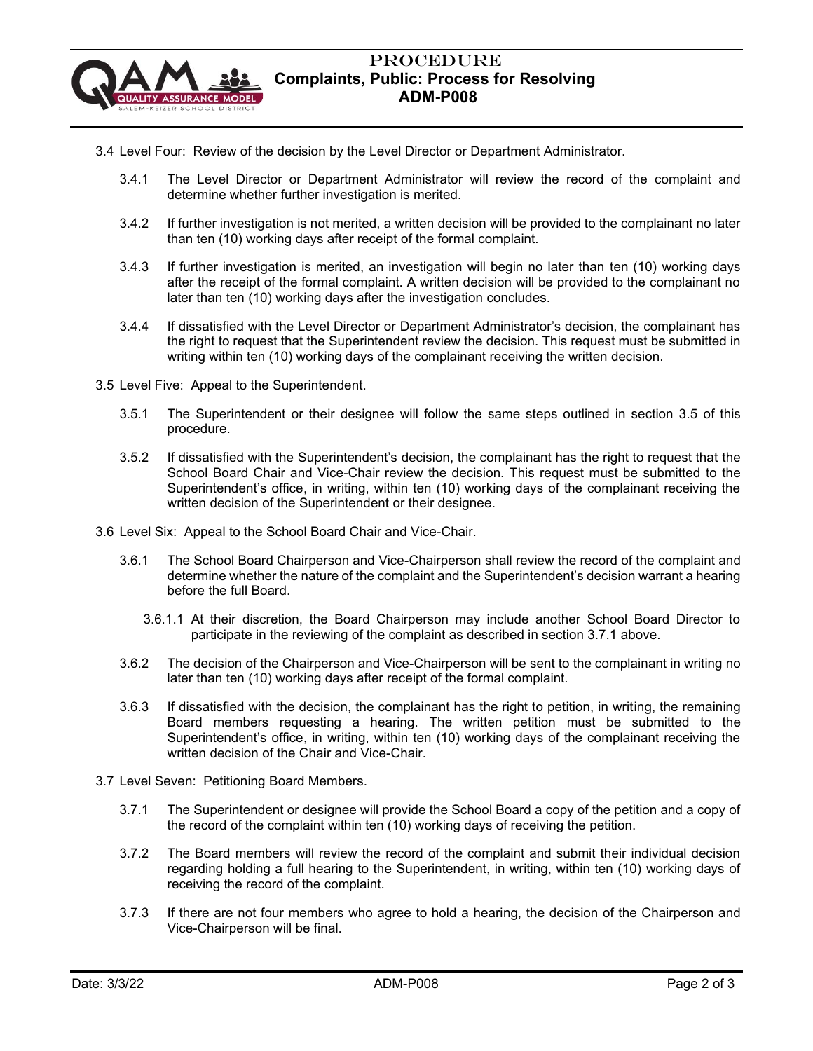3.4 Level Four: Review of the decision by the Level Director or Department Administrator.

3.4.1 The Level Director or Department Administrator will review the record of the complaint and determine whether further investigation is merited.

3.4.2 If further investigation is not merited, a written decision will be provided to the complainant no later than ten (10) working days after receipt of the formal complaint.

3.4.3 If further investigation is merited, an investigation will begin no later than ten (10) working days after the receipt of the formal complaint. A written decision will be provided to the complainant no later than ten (10) working days after the investigation concludes.

3.4.4 If dissatisfied with the Level Director or Department Administrator's decision, the complainant has the right to request that the Superintendent review the decision. This request must be submitted in writing within ten (10) working days of the complainant receiving the written decision.

3.5 Level Five: Appeal to the Superintendent.

3.5.1 The Superintendent or their designee will follow the same steps outlined in section 3.5 of this procedure.

3.5.2 If dissatisfied with the Superintendent's decision, the complainant has the right to request that the School Board Chair and Vice-Chair review the decision. This request must be submitted to the Superintendent's office, in writing, within ten (10) working days of the complainant receiving the written decision of the Superintendent or their designee.

3.6 Level Six: Appeal to the School Board Chair and Vice-Chair.

3.6.1 The School Board Chairperson and Vice-Chairperson shall review the record of the complaint and determine whether the nature of the complaint and the Superintendent's decision warrant a hearing before the full Board.

3.6.1.1 At their discretion, the Board Chairperson may include another School Board Director to participate in the reviewing of the complaint as described in section 3.7.1 above.

3.6.2 The decision of the Chairperson and Vice-Chairperson will be sent to the complainant in writing no later than ten (10) working days after receipt of the formal complaint.

3.6.3 If dissatisfied with the decision, the complainant has the right to petition, in writing, the remaining Board members requesting a hearing. The written petition must be submitted to the Superintendent's office, in writing, within ten (10) working days of the complainant receiving the written decision of the Chair and Vice-Chair.

3.7 Level Seven: Petitioning Board Members.

3.7.1 The Superintendent or designee will provide the School Board a copy of the petition and a copy of the record of the complaint within ten (10) working days of receiving the petition.

3.7.2 The Board members will review the record of the complaint and submit their individual decision regarding holding a full hearing to the Superintendent, in writing, within ten (10) working days of receiving the record of the complaint.

3.7.3 If there are not four members who agree to hold a hearing, the decision of the Chairperson and Vice-Chairperson will be final.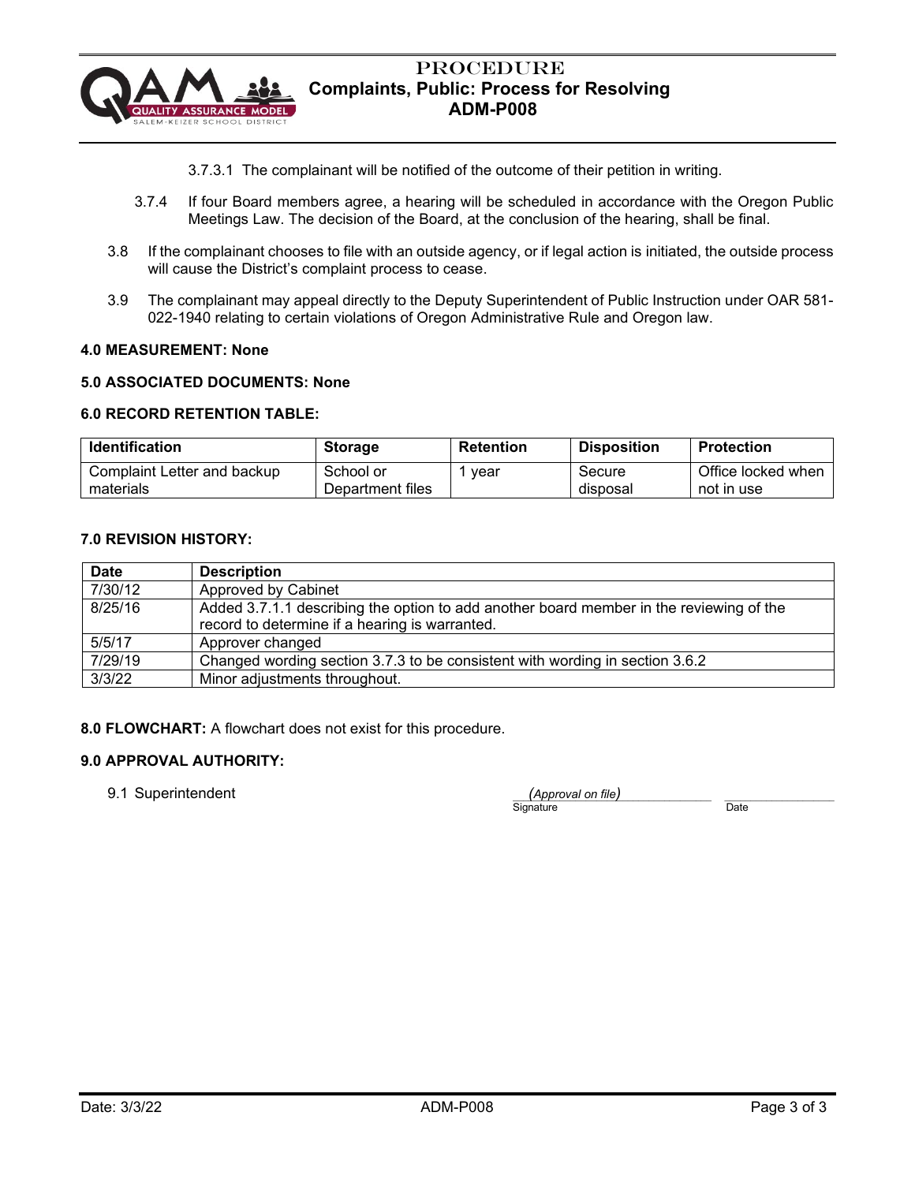3.7.3.1 The complainant will be notified of the outcome of their petition in writing.

3.7.4 If four Board members agree, a hearing will be scheduled in accordance with the Oregon Public Meetings Law. The decision of the Board, at the conclusion of the hearing, shall be final.

3.8 If the complainant chooses to file with an outside agency, or if legal action is initiated, the outside process will cause the District's complaint process to cease.

3.9 The complainant may appeal directly to the Deputy Superintendent of Public Instruction under OAR 581-022-1940 relating to certain violations of Oregon Administrative Rule and Oregon law.

**4.0 MEASUREMENT: None**

**5.0 ASSOCIATED DOCUMENTS: None**

**6.0 RECORD RETENTION TABLE:**

| Identification | Storage | Retention | Disposition | Protection |
|---|---|---|---|---|
| Complaint Letter and backup materials | School or Department files | 1 year | Secure disposal | Office locked when not in use |

**7.0 REVISION HISTORY:**

| Date | Description |
|---|---|
| 7/30/12 | Approved by Cabinet |
| 8/25/16 | Added 3.7.1.1 describing the option to add another board member in the reviewing of the record to determine if a hearing is warranted. |
| 5/5/17 | Approver changed |
| 7/29/19 | Changed wording section 3.7.3 to be consistent with wording in section 3.6.2 |
| 3/3/22 | Minor adjustments throughout. |

**8.0 FLOWCHART:** A flowchart does not exist for this procedure.

**9.0 APPROVAL AUTHORITY:**

9.1 Superintendent

*(Approval on file)*
Signature

Date